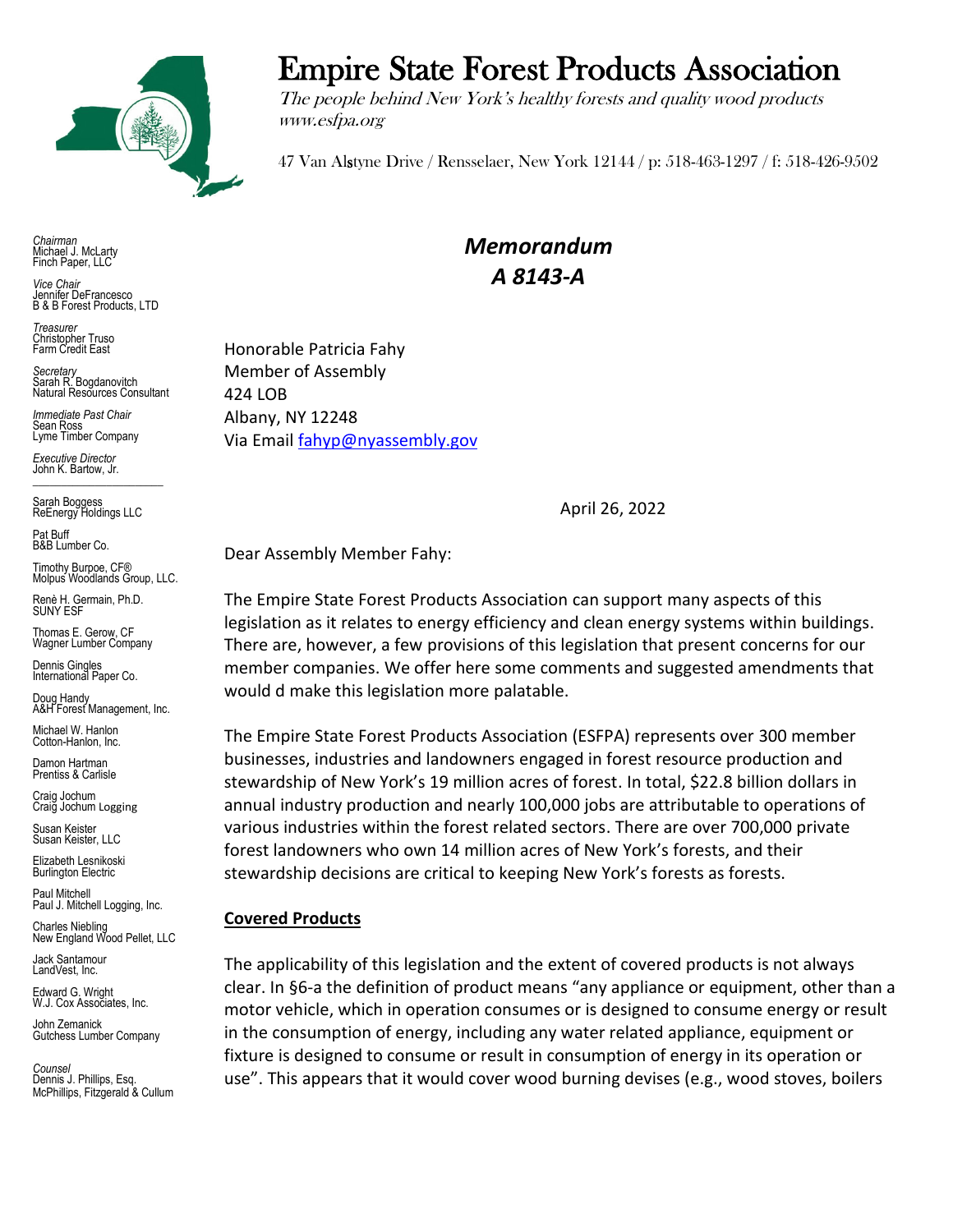# Empire State Forest Products Association

*The people behind New York's healthy forests and quality wood products*
*www.esfpa.org*

47 Van Alstyne Drive / Rensselaer, New York 12144 / p: 518-463-1297 / f: 518-426-9502

*Chairman*
Michael J. McLarty
Finch Paper, LLC

*Vice Chair*
Jennifer DeFrancesco
B & B Forest Products, LTD

*Treasurer*
Christopher Truso
Farm Credit East

*Secretary*
Sarah R. Bogdanovitch
Natural Resources Consultant

*Immediate Past Chair*
Sean Ross
Lyme Timber Company

*Executive Director*
John K. Bartow, Jr.

Sarah Boggess
ReEnergy Holdings LLC

Pat Buff
B&B Lumber Co.

Timothy Burpoe, CF®
Molpus Woodlands Group, LLC.

Renè H. Germain, Ph.D.
SUNY ESF

Thomas E. Gerow, CF
Wagner Lumber Company

Dennis Gingles
International Paper Co.

Doug Handy
A&H Forest Management, Inc.

Michael W. Hanlon
Cotton-Hanlon, Inc.

Damon Hartman
Prentiss & Carlisle

Craig Jochum
Craig Jochum Logging

Susan Keister
Susan Keister, LLC

Elizabeth Lesnikoski
Burlington Electric

Paul Mitchell
Paul J. Mitchell Logging, Inc.

Charles Niebling
New England Wood Pellet, LLC

Jack Santamour
LandVest, Inc.

Edward G. Wright
W.J. Cox Associates, Inc.

John Zemanick
Gutchess Lumber Company

*Counsel*
Dennis J. Phillips, Esq.
McPhillips, Fitzgerald & Cullum

## *Memorandum*
## *A 8143-A*

Honorable Patricia Fahy
Member of Assembly
424 LOB
Albany, NY 12248
Via Email fahyp@nyassembly.gov

April 26, 2022

Dear Assembly Member Fahy:

The Empire State Forest Products Association can support many aspects of this legislation as it relates to energy efficiency and clean energy systems within buildings. There are, however, a few provisions of this legislation that present concerns for our member companies. We offer here some comments and suggested amendments that would d make this legislation more palatable.

The Empire State Forest Products Association (ESFPA) represents over 300 member businesses, industries and landowners engaged in forest resource production and stewardship of New York's 19 million acres of forest. In total, $22.8 billion dollars in annual industry production and nearly 100,000 jobs are attributable to operations of various industries within the forest related sectors. There are over 700,000 private forest landowners who own 14 million acres of New York's forests, and their stewardship decisions are critical to keeping New York's forests as forests.

**Covered Products**

The applicability of this legislation and the extent of covered products is not always clear. In §6-a the definition of product means "any appliance or equipment, other than a motor vehicle, which in operation consumes or is designed to consume energy or result in the consumption of energy, including any water related appliance, equipment or fixture is designed to consume or result in consumption of energy in its operation or use". This appears that it would cover wood burning devises (e.g., wood stoves, boilers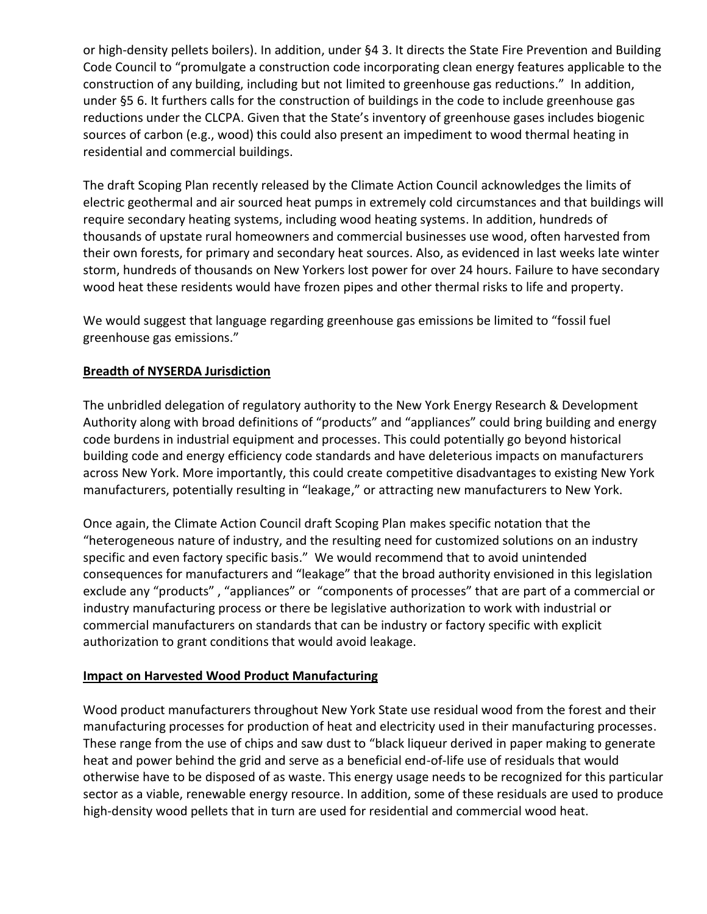or high-density pellets boilers). In addition, under §4 3. It directs the State Fire Prevention and Building Code Council to "promulgate a construction code incorporating clean energy features applicable to the construction of any building, including but not limited to greenhouse gas reductions." In addition, under §5 6. It furthers calls for the construction of buildings in the code to include greenhouse gas reductions under the CLCPA. Given that the State's inventory of greenhouse gases includes biogenic sources of carbon (e.g., wood) this could also present an impediment to wood thermal heating in residential and commercial buildings.

The draft Scoping Plan recently released by the Climate Action Council acknowledges the limits of electric geothermal and air sourced heat pumps in extremely cold circumstances and that buildings will require secondary heating systems, including wood heating systems. In addition, hundreds of thousands of upstate rural homeowners and commercial businesses use wood, often harvested from their own forests, for primary and secondary heat sources. Also, as evidenced in last weeks late winter storm, hundreds of thousands on New Yorkers lost power for over 24 hours. Failure to have secondary wood heat these residents would have frozen pipes and other thermal risks to life and property.

We would suggest that language regarding greenhouse gas emissions be limited to "fossil fuel greenhouse gas emissions."

**Breadth of NYSERDA Jurisdiction**

The unbridled delegation of regulatory authority to the New York Energy Research & Development Authority along with broad definitions of "products" and "appliances" could bring building and energy code burdens in industrial equipment and processes. This could potentially go beyond historical building code and energy efficiency code standards and have deleterious impacts on manufacturers across New York. More importantly, this could create competitive disadvantages to existing New York manufacturers, potentially resulting in "leakage," or attracting new manufacturers to New York.

Once again, the Climate Action Council draft Scoping Plan makes specific notation that the "heterogeneous nature of industry, and the resulting need for customized solutions on an industry specific and even factory specific basis." We would recommend that to avoid unintended consequences for manufacturers and "leakage" that the broad authority envisioned in this legislation exclude any "products" , "appliances" or "components of processes" that are part of a commercial or industry manufacturing process or there be legislative authorization to work with industrial or commercial manufacturers on standards that can be industry or factory specific with explicit authorization to grant conditions that would avoid leakage.

**Impact on Harvested Wood Product Manufacturing**

Wood product manufacturers throughout New York State use residual wood from the forest and their manufacturing processes for production of heat and electricity used in their manufacturing processes. These range from the use of chips and saw dust to "black liqueur derived in paper making to generate heat and power behind the grid and serve as a beneficial end-of-life use of residuals that would otherwise have to be disposed of as waste. This energy usage needs to be recognized for this particular sector as a viable, renewable energy resource. In addition, some of these residuals are used to produce high-density wood pellets that in turn are used for residential and commercial wood heat.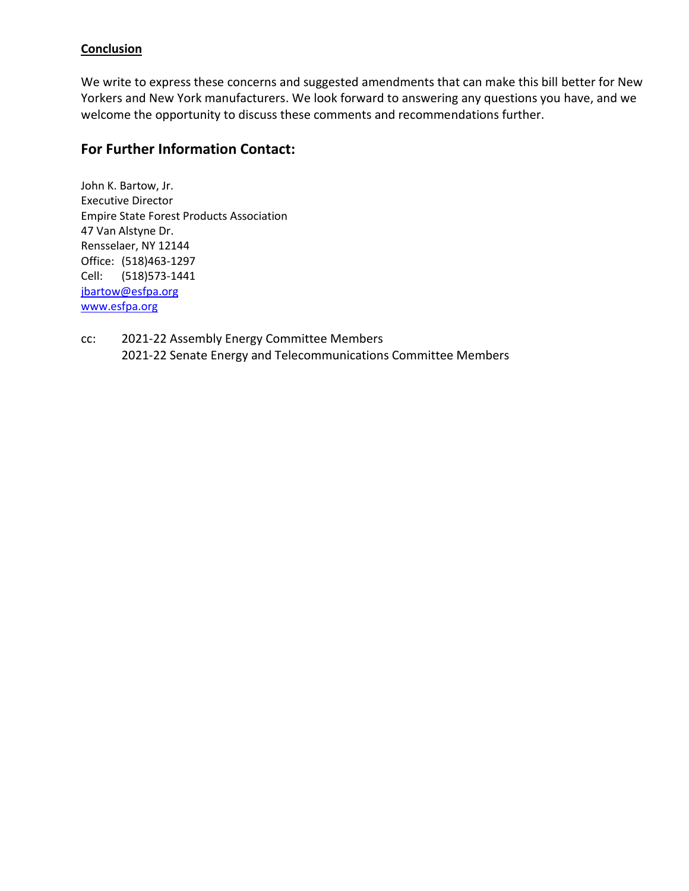**Conclusion**

We write to express these concerns and suggested amendments that can make this bill better for New Yorkers and New York manufacturers. We look forward to answering any questions you have, and we welcome the opportunity to discuss these comments and recommendations further.

## For Further Information Contact:

John K. Bartow, Jr.
Executive Director
Empire State Forest Products Association
47 Van Alstyne Dr.
Rensselaer, NY 12144
Office: (518)463-1297
Cell: (518)573-1441
jbartow@esfpa.org
www.esfpa.org

cc: 2021-22 Assembly Energy Committee Members
2021-22 Senate Energy and Telecommunications Committee Members